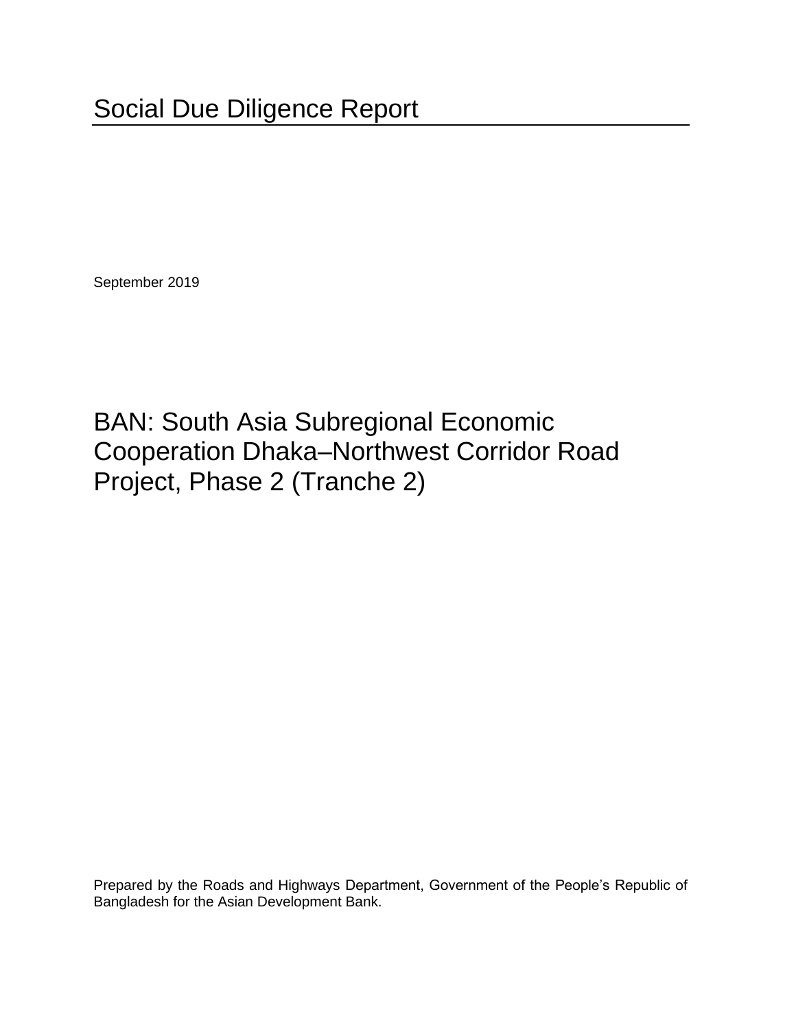# Social Due Diligence Report

September 2019

## BAN: South Asia Subregional Economic Cooperation Dhaka–Northwest Corridor Road Project, Phase 2 (Tranche 2)

Prepared by the Roads and Highways Department, Government of the People's Republic of Bangladesh for the Asian Development Bank.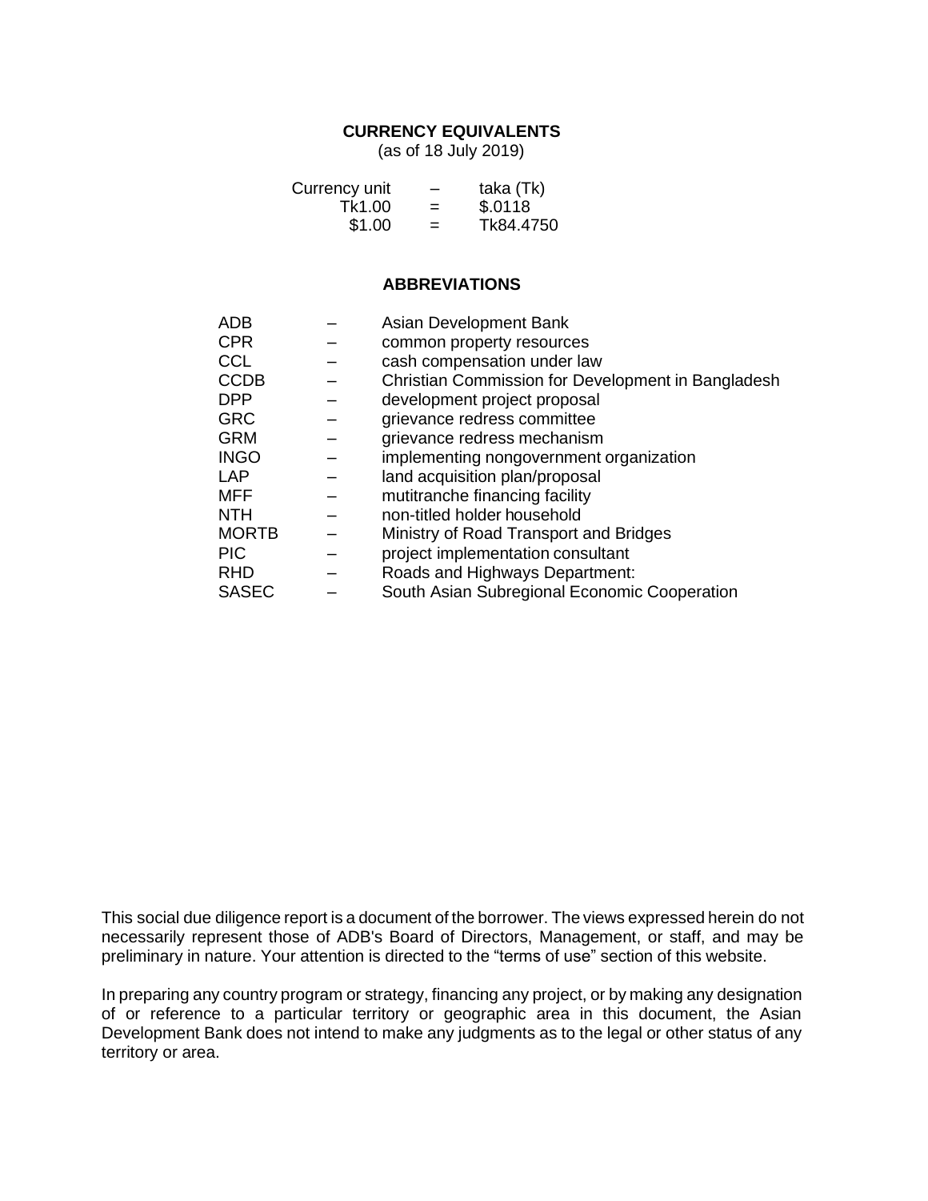## CURRENCY EQUIVALENTS

(as of 18 July 2019)

| | | |
|---|---|---|
| Currency unit | – | taka (Tk) |
| Tk1.00 | = | $.0118 |
| $1.00 | = | Tk84.4750 |

## ABBREVIATIONS

| | | |
|---|---|---|
| ADB | – | Asian Development Bank |
| CPR | – | common property resources |
| CCL | – | cash compensation under law |
| CCDB | – | Christian Commission for Development in Bangladesh |
| DPP | – | development project proposal |
| GRC | – | grievance redress committee |
| GRM | – | grievance redress mechanism |
| INGO | – | implementing nongovernment organization |
| LAP | – | land acquisition plan/proposal |
| MFF | – | mutitranche financing facility |
| NTH | – | non-titled holder household |
| MORTB | – | Ministry of Road Transport and Bridges |
| PIC | – | project implementation consultant |
| RHD | – | Roads and Highways Department: |
| SASEC | – | South Asian Subregional Economic Cooperation |

This social due diligence report is a document of the borrower. The views expressed herein do not necessarily represent those of ADB's Board of Directors, Management, or staff, and may be preliminary in nature. Your attention is directed to the "terms of use" section of this website.

In preparing any country program or strategy, financing any project, or by making any designation of or reference to a particular territory or geographic area in this document, the Asian Development Bank does not intend to make any judgments as to the legal or other status of any territory or area.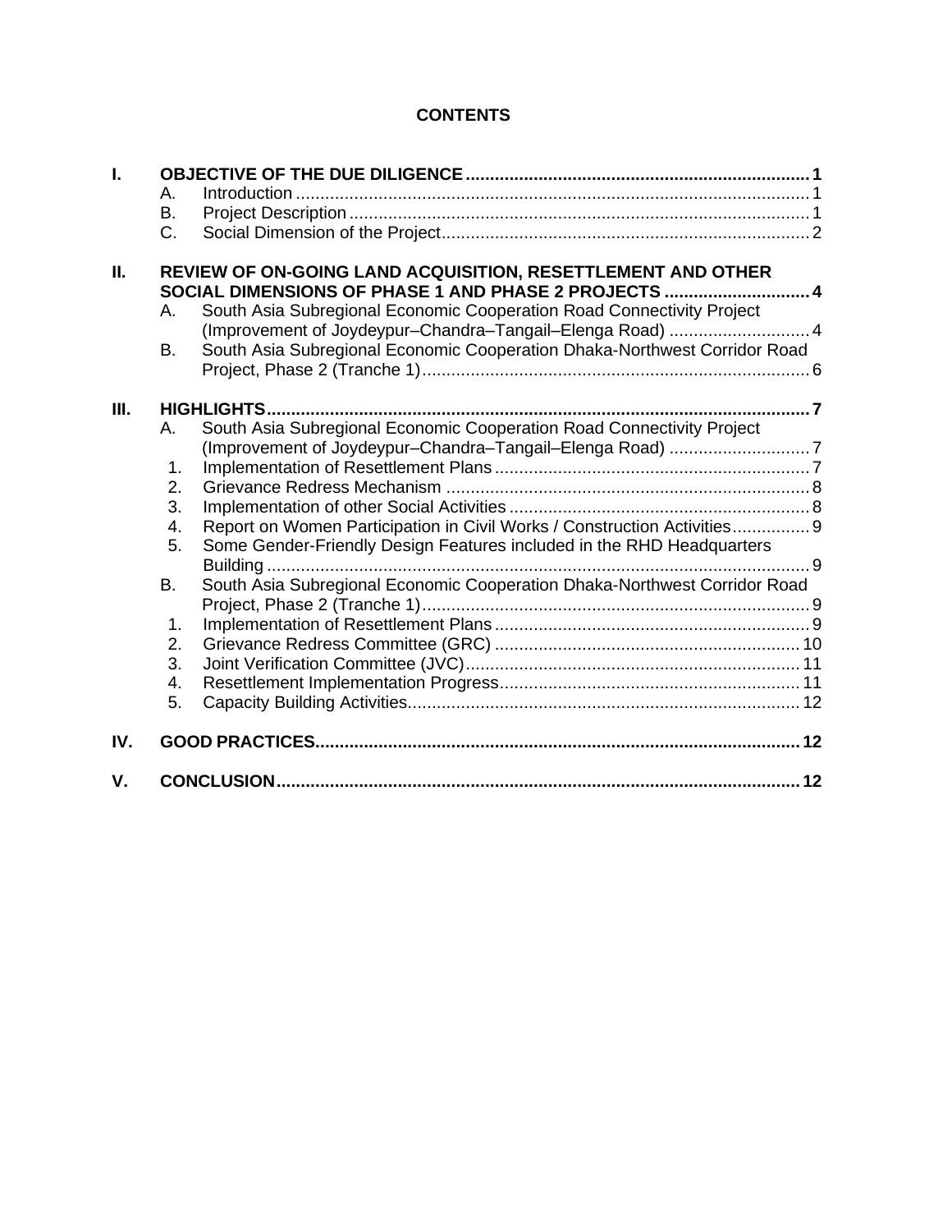# CONTENTS

| | | | |
|---|---|---|---|
| **I.** | **OBJECTIVE OF THE DUE DILIGENCE** | | **1** |
| | A. | Introduction | 1 |
| | B. | Project Description | 1 |
| | C. | Social Dimension of the Project | 2 |
| **II.** | **REVIEW OF ON-GOING LAND ACQUISITION, RESETTLEMENT AND OTHER SOCIAL DIMENSIONS OF PHASE 1 AND PHASE 2 PROJECTS** | | **4** |
| | A. | South Asia Subregional Economic Cooperation Road Connectivity Project (Improvement of Joydeypur–Chandra–Tangail–Elenga Road) | 4 |
| | B. | South Asia Subregional Economic Cooperation Dhaka-Northwest Corridor Road Project, Phase 2 (Tranche 1) | 6 |
| **III.** | **HIGHLIGHTS** | | **7** |
| | A. | South Asia Subregional Economic Cooperation Road Connectivity Project (Improvement of Joydeypur–Chandra–Tangail–Elenga Road) | 7 |
| | 1. | Implementation of Resettlement Plans | 7 |
| | 2. | Grievance Redress Mechanism | 8 |
| | 3. | Implementation of other Social Activities | 8 |
| | 4. | Report on Women Participation in Civil Works / Construction Activities | 9 |
| | 5. | Some Gender-Friendly Design Features included in the RHD Headquarters Building | 9 |
| | B. | South Asia Subregional Economic Cooperation Dhaka-Northwest Corridor Road Project, Phase 2 (Tranche 1) | 9 |
| | 1. | Implementation of Resettlement Plans | 9 |
| | 2. | Grievance Redress Committee (GRC) | 10 |
| | 3. | Joint Verification Committee (JVC) | 11 |
| | 4. | Resettlement Implementation Progress | 11 |
| | 5. | Capacity Building Activities | 12 |
| **IV.** | **GOOD PRACTICES** | | **12** |
| **V.** | **CONCLUSION** | | **12** |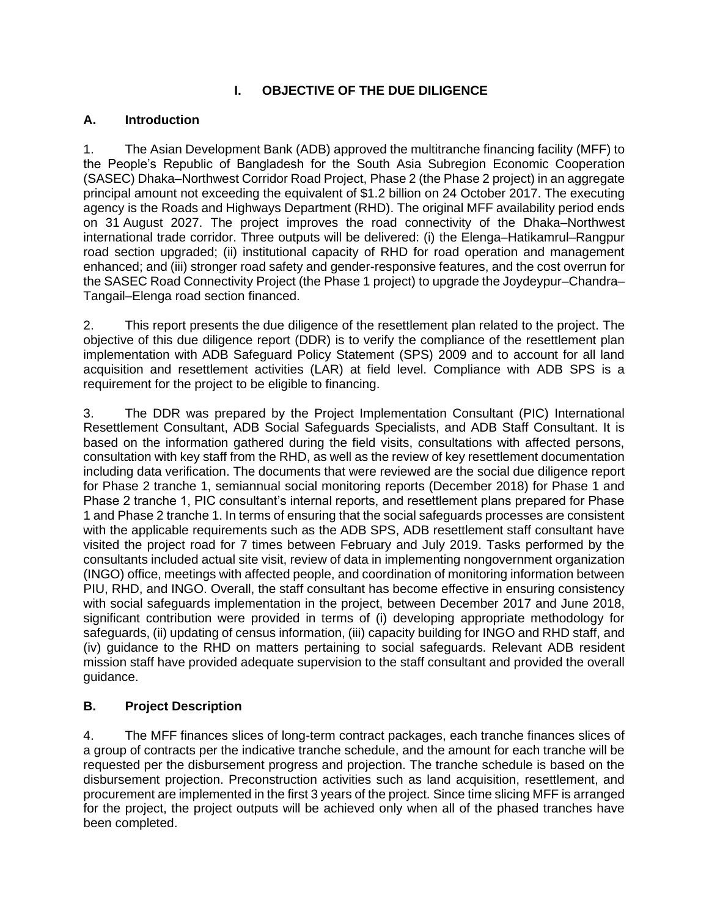# I. OBJECTIVE OF THE DUE DILIGENCE

## A. Introduction

1. The Asian Development Bank (ADB) approved the multitranche financing facility (MFF) to the People's Republic of Bangladesh for the South Asia Subregion Economic Cooperation (SASEC) Dhaka–Northwest Corridor Road Project, Phase 2 (the Phase 2 project) in an aggregate principal amount not exceeding the equivalent of $1.2 billion on 24 October 2017. The executing agency is the Roads and Highways Department (RHD). The original MFF availability period ends on 31 August 2027. The project improves the road connectivity of the Dhaka–Northwest international trade corridor. Three outputs will be delivered: (i) the Elenga–Hatikamrul–Rangpur road section upgraded; (ii) institutional capacity of RHD for road operation and management enhanced; and (iii) stronger road safety and gender-responsive features, and the cost overrun for the SASEC Road Connectivity Project (the Phase 1 project) to upgrade the Joydeypur–Chandra–Tangail–Elenga road section financed.

2. This report presents the due diligence of the resettlement plan related to the project. The objective of this due diligence report (DDR) is to verify the compliance of the resettlement plan implementation with ADB Safeguard Policy Statement (SPS) 2009 and to account for all land acquisition and resettlement activities (LAR) at field level. Compliance with ADB SPS is a requirement for the project to be eligible to financing.

3. The DDR was prepared by the Project Implementation Consultant (PIC) International Resettlement Consultant, ADB Social Safeguards Specialists, and ADB Staff Consultant. It is based on the information gathered during the field visits, consultations with affected persons, consultation with key staff from the RHD, as well as the review of key resettlement documentation including data verification. The documents that were reviewed are the social due diligence report for Phase 2 tranche 1, semiannual social monitoring reports (December 2018) for Phase 1 and Phase 2 tranche 1, PIC consultant's internal reports, and resettlement plans prepared for Phase 1 and Phase 2 tranche 1. In terms of ensuring that the social safeguards processes are consistent with the applicable requirements such as the ADB SPS, ADB resettlement staff consultant have visited the project road for 7 times between February and July 2019. Tasks performed by the consultants included actual site visit, review of data in implementing nongovernment organization (INGO) office, meetings with affected people, and coordination of monitoring information between PIU, RHD, and INGO. Overall, the staff consultant has become effective in ensuring consistency with social safeguards implementation in the project, between December 2017 and June 2018, significant contribution were provided in terms of (i) developing appropriate methodology for safeguards, (ii) updating of census information, (iii) capacity building for INGO and RHD staff, and (iv) guidance to the RHD on matters pertaining to social safeguards. Relevant ADB resident mission staff have provided adequate supervision to the staff consultant and provided the overall guidance.

## B. Project Description

4. The MFF finances slices of long-term contract packages, each tranche finances slices of a group of contracts per the indicative tranche schedule, and the amount for each tranche will be requested per the disbursement progress and projection. The tranche schedule is based on the disbursement projection. Preconstruction activities such as land acquisition, resettlement, and procurement are implemented in the first 3 years of the project. Since time slicing MFF is arranged for the project, the project outputs will be achieved only when all of the phased tranches have been completed.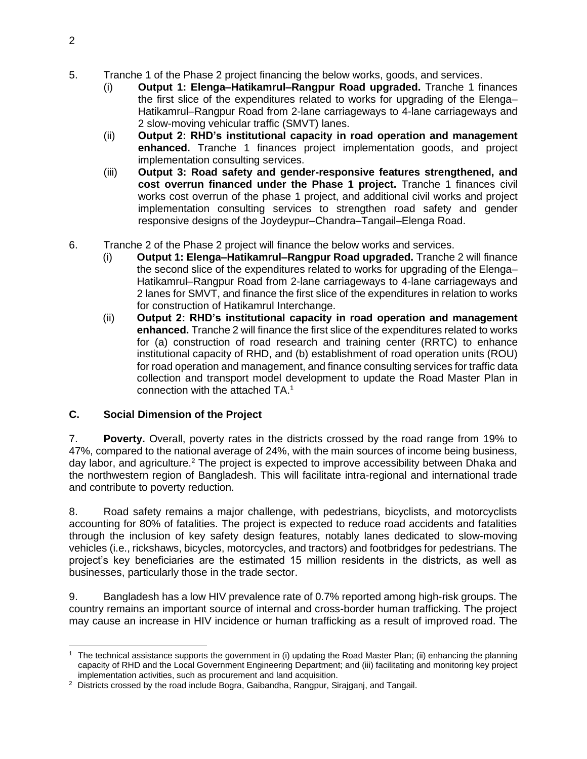5. Tranche 1 of the Phase 2 project financing the below works, goods, and services.

   (i) **Output 1: Elenga–Hatikamrul–Rangpur Road upgraded.** Tranche 1 finances the first slice of the expenditures related to works for upgrading of the Elenga–Hatikamrul–Rangpur Road from 2-lane carriageways to 4-lane carriageways and 2 slow-moving vehicular traffic (SMVT) lanes.

   (ii) **Output 2: RHD's institutional capacity in road operation and management enhanced.** Tranche 1 finances project implementation goods, and project implementation consulting services.

   (iii) **Output 3: Road safety and gender-responsive features strengthened, and cost overrun financed under the Phase 1 project.** Tranche 1 finances civil works cost overrun of the phase 1 project, and additional civil works and project implementation consulting services to strengthen road safety and gender responsive designs of the Joydeypur–Chandra–Tangail–Elenga Road.

6. Tranche 2 of the Phase 2 project will finance the below works and services.

   (i) **Output 1: Elenga–Hatikamrul–Rangpur Road upgraded.** Tranche 2 will finance the second slice of the expenditures related to works for upgrading of the Elenga–Hatikamrul–Rangpur Road from 2-lane carriageways to 4-lane carriageways and 2 lanes for SMVT, and finance the first slice of the expenditures in relation to works for construction of Hatikamrul Interchange.

   (ii) **Output 2: RHD's institutional capacity in road operation and management enhanced.** Tranche 2 will finance the first slice of the expenditures related to works for (a) construction of road research and training center (RRTC) to enhance institutional capacity of RHD, and (b) establishment of road operation units (ROU) for road operation and management, and finance consulting services for traffic data collection and transport model development to update the Road Master Plan in connection with the attached TA.[1]

## C. Social Dimension of the Project

7. **Poverty.** Overall, poverty rates in the districts crossed by the road range from 19% to 47%, compared to the national average of 24%, with the main sources of income being business, day labor, and agriculture.[2] The project is expected to improve accessibility between Dhaka and the northwestern region of Bangladesh. This will facilitate intra-regional and international trade and contribute to poverty reduction.

8. Road safety remains a major challenge, with pedestrians, bicyclists, and motorcyclists accounting for 80% of fatalities. The project is expected to reduce road accidents and fatalities through the inclusion of key safety design features, notably lanes dedicated to slow-moving vehicles (i.e., rickshaws, bicycles, motorcycles, and tractors) and footbridges for pedestrians. The project's key beneficiaries are the estimated 15 million residents in the districts, as well as businesses, particularly those in the trade sector.

9. Bangladesh has a low HIV prevalence rate of 0.7% reported among high-risk groups. The country remains an important source of internal and cross-border human trafficking. The project may cause an increase in HIV incidence or human trafficking as a result of improved road. The

---

[1] The technical assistance supports the government in (i) updating the Road Master Plan; (ii) enhancing the planning capacity of RHD and the Local Government Engineering Department; and (iii) facilitating and monitoring key project implementation activities, such as procurement and land acquisition.

[2] Districts crossed by the road include Bogra, Gaibandha, Rangpur, Sirajganj, and Tangail.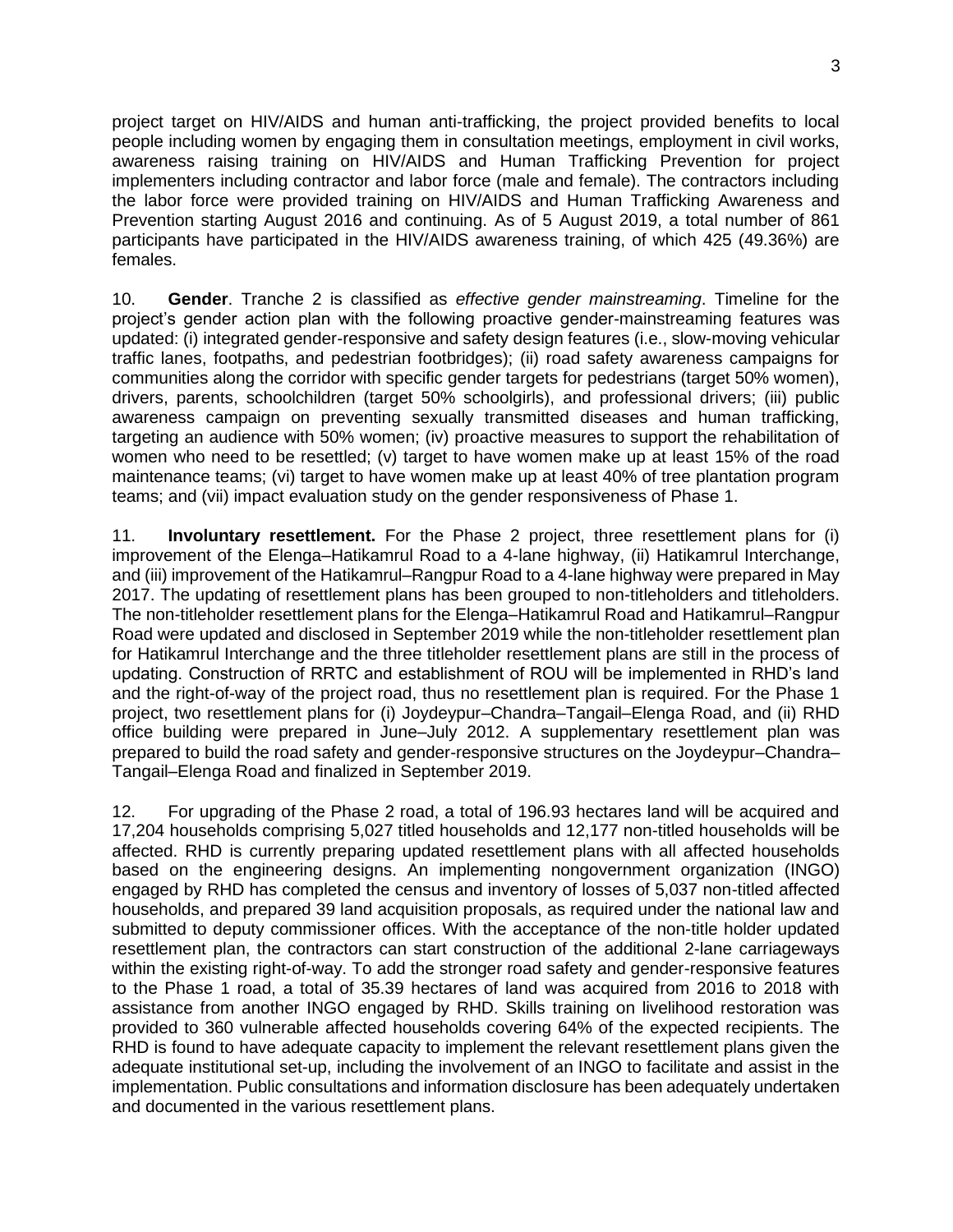project target on HIV/AIDS and human anti-trafficking, the project provided benefits to local people including women by engaging them in consultation meetings, employment in civil works, awareness raising training on HIV/AIDS and Human Trafficking Prevention for project implementers including contractor and labor force (male and female). The contractors including the labor force were provided training on HIV/AIDS and Human Trafficking Awareness and Prevention starting August 2016 and continuing. As of 5 August 2019, a total number of 861 participants have participated in the HIV/AIDS awareness training, of which 425 (49.36%) are females.

10. **Gender**. Tranche 2 is classified as *effective gender mainstreaming*. Timeline for the project's gender action plan with the following proactive gender-mainstreaming features was updated: (i) integrated gender-responsive and safety design features (i.e., slow-moving vehicular traffic lanes, footpaths, and pedestrian footbridges); (ii) road safety awareness campaigns for communities along the corridor with specific gender targets for pedestrians (target 50% women), drivers, parents, schoolchildren (target 50% schoolgirls), and professional drivers; (iii) public awareness campaign on preventing sexually transmitted diseases and human trafficking, targeting an audience with 50% women; (iv) proactive measures to support the rehabilitation of women who need to be resettled; (v) target to have women make up at least 15% of the road maintenance teams; (vi) target to have women make up at least 40% of tree plantation program teams; and (vii) impact evaluation study on the gender responsiveness of Phase 1.

11. **Involuntary resettlement.** For the Phase 2 project, three resettlement plans for (i) improvement of the Elenga–Hatikamrul Road to a 4-lane highway, (ii) Hatikamrul Interchange, and (iii) improvement of the Hatikamrul–Rangpur Road to a 4-lane highway were prepared in May 2017. The updating of resettlement plans has been grouped to non-titleholders and titleholders. The non-titleholder resettlement plans for the Elenga–Hatikamrul Road and Hatikamrul–Rangpur Road were updated and disclosed in September 2019 while the non-titleholder resettlement plan for Hatikamrul Interchange and the three titleholder resettlement plans are still in the process of updating. Construction of RRTC and establishment of ROU will be implemented in RHD's land and the right-of-way of the project road, thus no resettlement plan is required. For the Phase 1 project, two resettlement plans for (i) Joydeypur–Chandra–Tangail–Elenga Road, and (ii) RHD office building were prepared in June–July 2012. A supplementary resettlement plan was prepared to build the road safety and gender-responsive structures on the Joydeypur–Chandra–Tangail–Elenga Road and finalized in September 2019.

12. For upgrading of the Phase 2 road, a total of 196.93 hectares land will be acquired and 17,204 households comprising 5,027 titled households and 12,177 non-titled households will be affected. RHD is currently preparing updated resettlement plans with all affected households based on the engineering designs. An implementing nongovernment organization (INGO) engaged by RHD has completed the census and inventory of losses of 5,037 non-titled affected households, and prepared 39 land acquisition proposals, as required under the national law and submitted to deputy commissioner offices. With the acceptance of the non-title holder updated resettlement plan, the contractors can start construction of the additional 2-lane carriageways within the existing right-of-way. To add the stronger road safety and gender-responsive features to the Phase 1 road, a total of 35.39 hectares of land was acquired from 2016 to 2018 with assistance from another INGO engaged by RHD. Skills training on livelihood restoration was provided to 360 vulnerable affected households covering 64% of the expected recipients. The RHD is found to have adequate capacity to implement the relevant resettlement plans given the adequate institutional set-up, including the involvement of an INGO to facilitate and assist in the implementation. Public consultations and information disclosure has been adequately undertaken and documented in the various resettlement plans.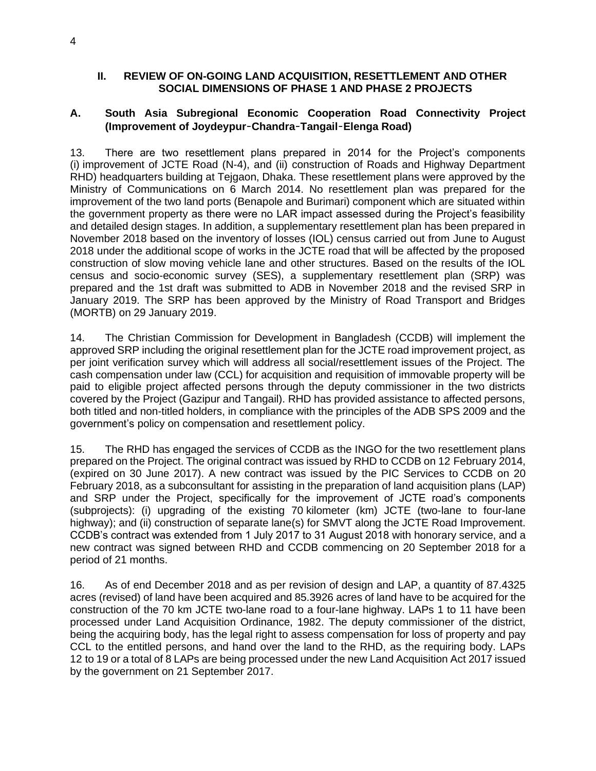## II. REVIEW OF ON-GOING LAND ACQUISITION, RESETTLEMENT AND OTHER SOCIAL DIMENSIONS OF PHASE 1 AND PHASE 2 PROJECTS

### A. South Asia Subregional Economic Cooperation Road Connectivity Project (Improvement of Joydeypur‐Chandra‐Tangail‐Elenga Road)

13. There are two resettlement plans prepared in 2014 for the Project's components (i) improvement of JCTE Road (N-4), and (ii) construction of Roads and Highway Department RHD) headquarters building at Tejgaon, Dhaka. These resettlement plans were approved by the Ministry of Communications on 6 March 2014. No resettlement plan was prepared for the improvement of the two land ports (Benapole and Burimari) component which are situated within the government property as there were no LAR impact assessed during the Project's feasibility and detailed design stages. In addition, a supplementary resettlement plan has been prepared in November 2018 based on the inventory of losses (IOL) census carried out from June to August 2018 under the additional scope of works in the JCTE road that will be affected by the proposed construction of slow moving vehicle lane and other structures. Based on the results of the IOL census and socio-economic survey (SES), a supplementary resettlement plan (SRP) was prepared and the 1st draft was submitted to ADB in November 2018 and the revised SRP in January 2019. The SRP has been approved by the Ministry of Road Transport and Bridges (MORTB) on 29 January 2019.

14. The Christian Commission for Development in Bangladesh (CCDB) will implement the approved SRP including the original resettlement plan for the JCTE road improvement project, as per joint verification survey which will address all social/resettlement issues of the Project. The cash compensation under law (CCL) for acquisition and requisition of immovable property will be paid to eligible project affected persons through the deputy commissioner in the two districts covered by the Project (Gazipur and Tangail). RHD has provided assistance to affected persons, both titled and non-titled holders, in compliance with the principles of the ADB SPS 2009 and the government's policy on compensation and resettlement policy.

15. The RHD has engaged the services of CCDB as the INGO for the two resettlement plans prepared on the Project. The original contract was issued by RHD to CCDB on 12 February 2014, (expired on 30 June 2017). A new contract was issued by the PIC Services to CCDB on 20 February 2018, as a subconsultant for assisting in the preparation of land acquisition plans (LAP) and SRP under the Project, specifically for the improvement of JCTE road's components (subprojects): (i) upgrading of the existing 70 kilometer (km) JCTE (two-lane to four-lane highway); and (ii) construction of separate lane(s) for SMVT along the JCTE Road Improvement. CCDB's contract was extended from 1 July 2017 to 31 August 2018 with honorary service, and a new contract was signed between RHD and CCDB commencing on 20 September 2018 for a period of 21 months.

16. As of end December 2018 and as per revision of design and LAP, a quantity of 87.4325 acres (revised) of land have been acquired and 85.3926 acres of land have to be acquired for the construction of the 70 km JCTE two-lane road to a four-lane highway. LAPs 1 to 11 have been processed under Land Acquisition Ordinance, 1982. The deputy commissioner of the district, being the acquiring body, has the legal right to assess compensation for loss of property and pay CCL to the entitled persons, and hand over the land to the RHD, as the requiring body. LAPs 12 to 19 or a total of 8 LAPs are being processed under the new Land Acquisition Act 2017 issued by the government on 21 September 2017.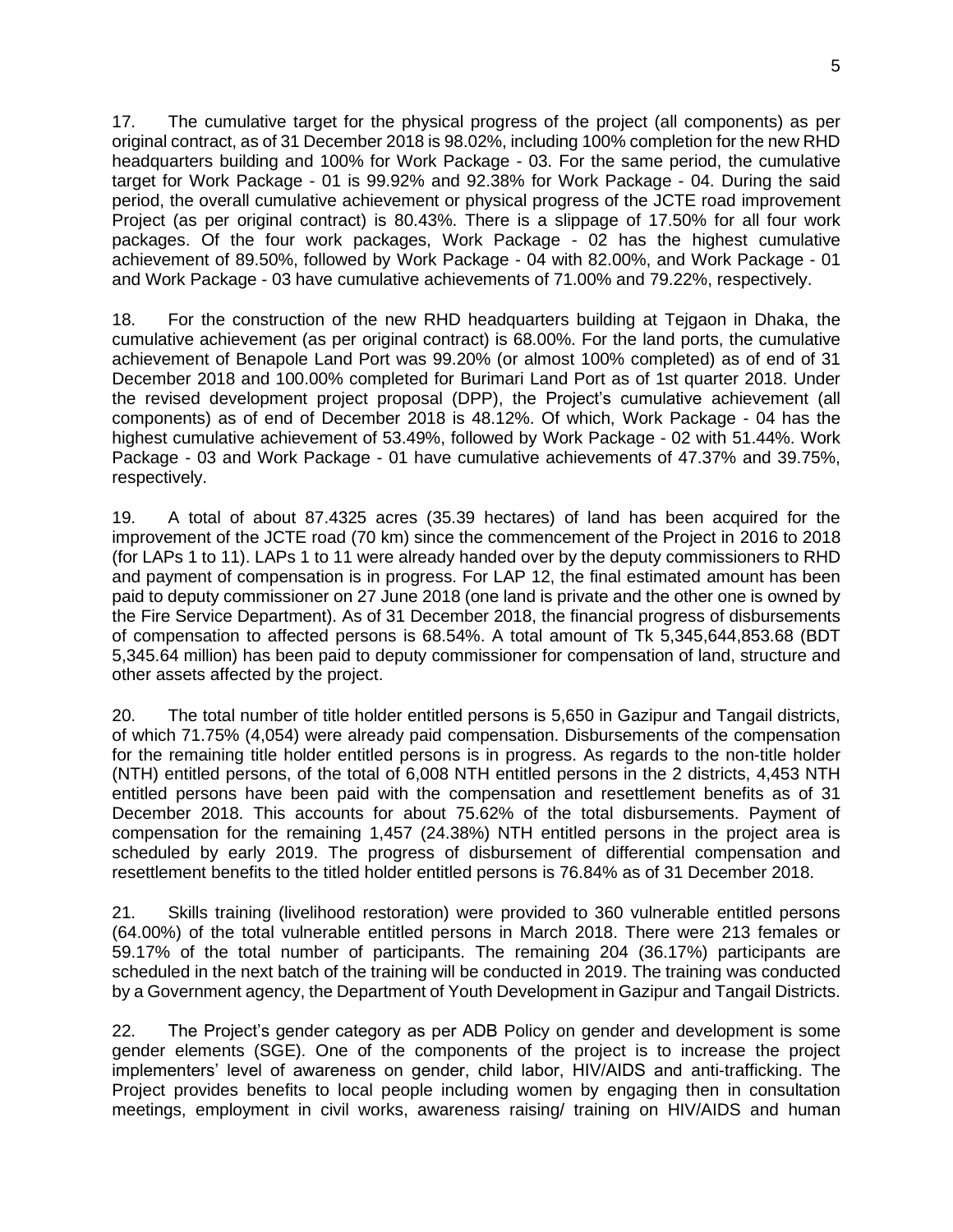17. The cumulative target for the physical progress of the project (all components) as per original contract, as of 31 December 2018 is 98.02%, including 100% completion for the new RHD headquarters building and 100% for Work Package - 03. For the same period, the cumulative target for Work Package - 01 is 99.92% and 92.38% for Work Package - 04. During the said period, the overall cumulative achievement or physical progress of the JCTE road improvement Project (as per original contract) is 80.43%. There is a slippage of 17.50% for all four work packages. Of the four work packages, Work Package - 02 has the highest cumulative achievement of 89.50%, followed by Work Package - 04 with 82.00%, and Work Package - 01 and Work Package - 03 have cumulative achievements of 71.00% and 79.22%, respectively.

18. For the construction of the new RHD headquarters building at Tejgaon in Dhaka, the cumulative achievement (as per original contract) is 68.00%. For the land ports, the cumulative achievement of Benapole Land Port was 99.20% (or almost 100% completed) as of end of 31 December 2018 and 100.00% completed for Burimari Land Port as of 1st quarter 2018. Under the revised development project proposal (DPP), the Project's cumulative achievement (all components) as of end of December 2018 is 48.12%. Of which, Work Package - 04 has the highest cumulative achievement of 53.49%, followed by Work Package - 02 with 51.44%. Work Package - 03 and Work Package - 01 have cumulative achievements of 47.37% and 39.75%, respectively.

19. A total of about 87.4325 acres (35.39 hectares) of land has been acquired for the improvement of the JCTE road (70 km) since the commencement of the Project in 2016 to 2018 (for LAPs 1 to 11). LAPs 1 to 11 were already handed over by the deputy commissioners to RHD and payment of compensation is in progress. For LAP 12, the final estimated amount has been paid to deputy commissioner on 27 June 2018 (one land is private and the other one is owned by the Fire Service Department). As of 31 December 2018, the financial progress of disbursements of compensation to affected persons is 68.54%. A total amount of Tk 5,345,644,853.68 (BDT 5,345.64 million) has been paid to deputy commissioner for compensation of land, structure and other assets affected by the project.

20. The total number of title holder entitled persons is 5,650 in Gazipur and Tangail districts, of which 71.75% (4,054) were already paid compensation. Disbursements of the compensation for the remaining title holder entitled persons is in progress. As regards to the non-title holder (NTH) entitled persons, of the total of 6,008 NTH entitled persons in the 2 districts, 4,453 NTH entitled persons have been paid with the compensation and resettlement benefits as of 31 December 2018. This accounts for about 75.62% of the total disbursements. Payment of compensation for the remaining 1,457 (24.38%) NTH entitled persons in the project area is scheduled by early 2019. The progress of disbursement of differential compensation and resettlement benefits to the titled holder entitled persons is 76.84% as of 31 December 2018.

21. Skills training (livelihood restoration) were provided to 360 vulnerable entitled persons (64.00%) of the total vulnerable entitled persons in March 2018. There were 213 females or 59.17% of the total number of participants. The remaining 204 (36.17%) participants are scheduled in the next batch of the training will be conducted in 2019. The training was conducted by a Government agency, the Department of Youth Development in Gazipur and Tangail Districts.

22. The Project's gender category as per ADB Policy on gender and development is some gender elements (SGE). One of the components of the project is to increase the project implementers' level of awareness on gender, child labor, HIV/AIDS and anti-trafficking. The Project provides benefits to local people including women by engaging then in consultation meetings, employment in civil works, awareness raising/ training on HIV/AIDS and human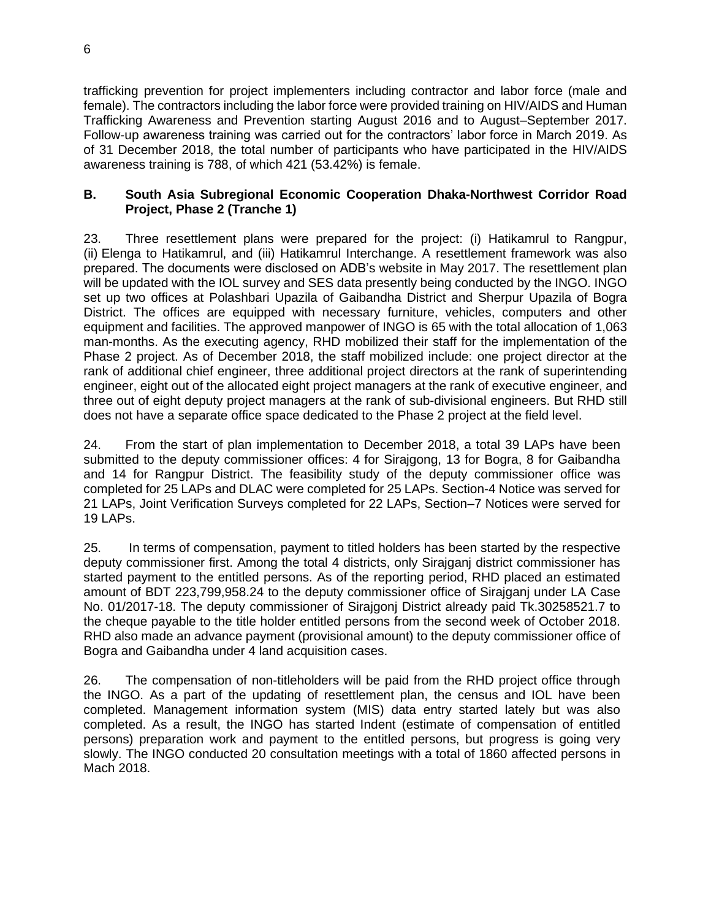trafficking prevention for project implementers including contractor and labor force (male and female). The contractors including the labor force were provided training on HIV/AIDS and Human Trafficking Awareness and Prevention starting August 2016 and to August–September 2017. Follow-up awareness training was carried out for the contractors' labor force in March 2019. As of 31 December 2018, the total number of participants who have participated in the HIV/AIDS awareness training is 788, of which 421 (53.42%) is female.

## B. South Asia Subregional Economic Cooperation Dhaka-Northwest Corridor Road Project, Phase 2 (Tranche 1)

23. Three resettlement plans were prepared for the project: (i) Hatikamrul to Rangpur, (ii) Elenga to Hatikamrul, and (iii) Hatikamrul Interchange. A resettlement framework was also prepared. The documents were disclosed on ADB's website in May 2017. The resettlement plan will be updated with the IOL survey and SES data presently being conducted by the INGO. INGO set up two offices at Polashbari Upazila of Gaibandha District and Sherpur Upazila of Bogra District. The offices are equipped with necessary furniture, vehicles, computers and other equipment and facilities. The approved manpower of INGO is 65 with the total allocation of 1,063 man-months. As the executing agency, RHD mobilized their staff for the implementation of the Phase 2 project. As of December 2018, the staff mobilized include: one project director at the rank of additional chief engineer, three additional project directors at the rank of superintending engineer, eight out of the allocated eight project managers at the rank of executive engineer, and three out of eight deputy project managers at the rank of sub-divisional engineers. But RHD still does not have a separate office space dedicated to the Phase 2 project at the field level.

24. From the start of plan implementation to December 2018, a total 39 LAPs have been submitted to the deputy commissioner offices: 4 for Sirajgong, 13 for Bogra, 8 for Gaibandha and 14 for Rangpur District. The feasibility study of the deputy commissioner office was completed for 25 LAPs and DLAC were completed for 25 LAPs. Section-4 Notice was served for 21 LAPs, Joint Verification Surveys completed for 22 LAPs, Section–7 Notices were served for 19 LAPs.

25. In terms of compensation, payment to titled holders has been started by the respective deputy commissioner first. Among the total 4 districts, only Sirajganj district commissioner has started payment to the entitled persons. As of the reporting period, RHD placed an estimated amount of BDT 223,799,958.24 to the deputy commissioner office of Sirajganj under LA Case No. 01/2017-18. The deputy commissioner of Sirajgonj District already paid Tk.30258521.7 to the cheque payable to the title holder entitled persons from the second week of October 2018. RHD also made an advance payment (provisional amount) to the deputy commissioner office of Bogra and Gaibandha under 4 land acquisition cases.

26. The compensation of non-titleholders will be paid from the RHD project office through the INGO. As a part of the updating of resettlement plan, the census and IOL have been completed. Management information system (MIS) data entry started lately but was also completed. As a result, the INGO has started Indent (estimate of compensation of entitled persons) preparation work and payment to the entitled persons, but progress is going very slowly. The INGO conducted 20 consultation meetings with a total of 1860 affected persons in Mach 2018.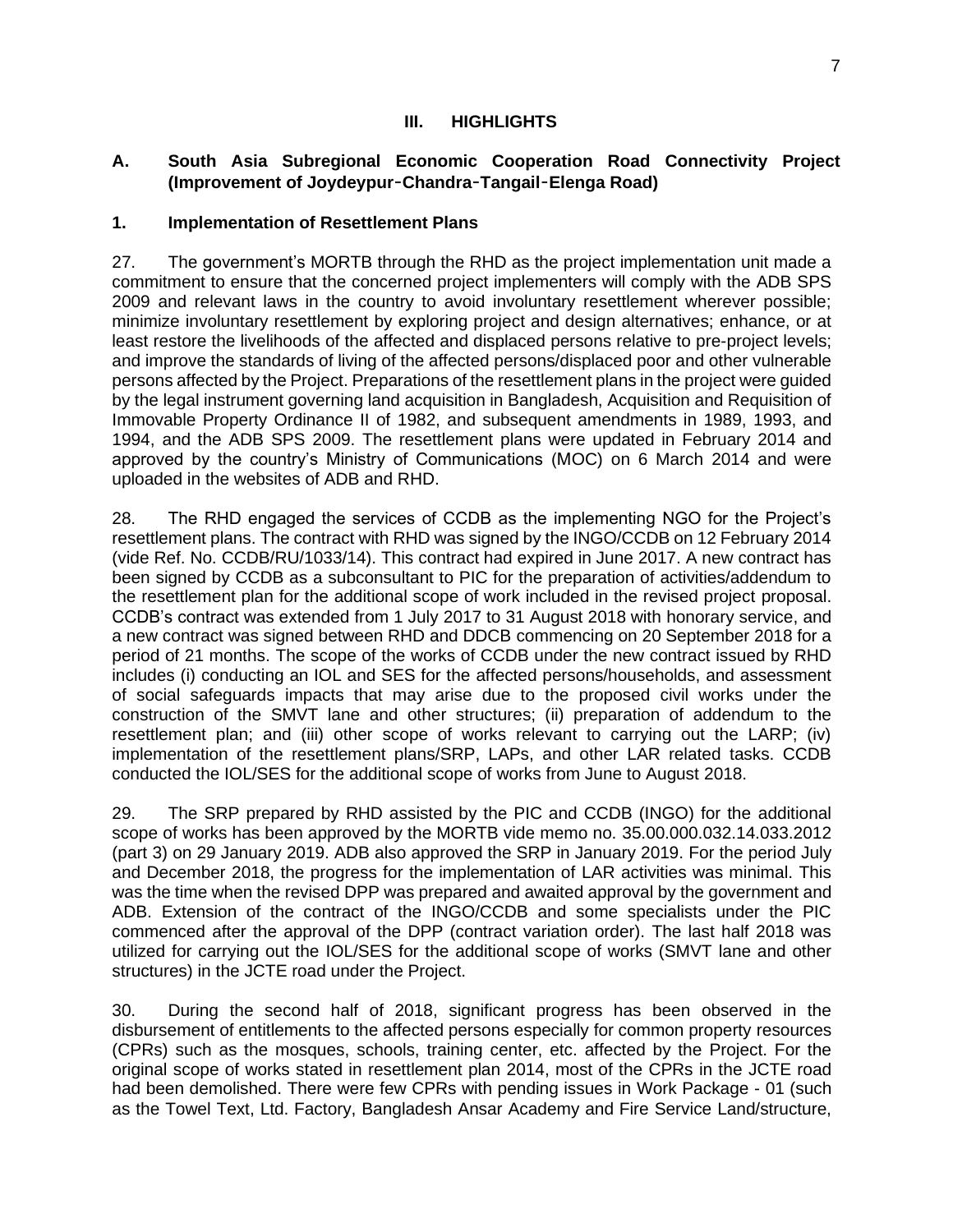## III. HIGHLIGHTS

### A. South Asia Subregional Economic Cooperation Road Connectivity Project (Improvement of Joydeypur-Chandra-Tangail-Elenga Road)

#### 1. Implementation of Resettlement Plans

27. The government's MORTB through the RHD as the project implementation unit made a commitment to ensure that the concerned project implementers will comply with the ADB SPS 2009 and relevant laws in the country to avoid involuntary resettlement wherever possible; minimize involuntary resettlement by exploring project and design alternatives; enhance, or at least restore the livelihoods of the affected and displaced persons relative to pre-project levels; and improve the standards of living of the affected persons/displaced poor and other vulnerable persons affected by the Project. Preparations of the resettlement plans in the project were guided by the legal instrument governing land acquisition in Bangladesh, Acquisition and Requisition of Immovable Property Ordinance II of 1982, and subsequent amendments in 1989, 1993, and 1994, and the ADB SPS 2009. The resettlement plans were updated in February 2014 and approved by the country's Ministry of Communications (MOC) on 6 March 2014 and were uploaded in the websites of ADB and RHD.

28. The RHD engaged the services of CCDB as the implementing NGO for the Project's resettlement plans. The contract with RHD was signed by the INGO/CCDB on 12 February 2014 (vide Ref. No. CCDB/RU/1033/14). This contract had expired in June 2017. A new contract has been signed by CCDB as a subconsultant to PIC for the preparation of activities/addendum to the resettlement plan for the additional scope of work included in the revised project proposal. CCDB's contract was extended from 1 July 2017 to 31 August 2018 with honorary service, and a new contract was signed between RHD and DDCB commencing on 20 September 2018 for a period of 21 months. The scope of the works of CCDB under the new contract issued by RHD includes (i) conducting an IOL and SES for the affected persons/households, and assessment of social safeguards impacts that may arise due to the proposed civil works under the construction of the SMVT lane and other structures; (ii) preparation of addendum to the resettlement plan; and (iii) other scope of works relevant to carrying out the LARP; (iv) implementation of the resettlement plans/SRP, LAPs, and other LAR related tasks. CCDB conducted the IOL/SES for the additional scope of works from June to August 2018.

29. The SRP prepared by RHD assisted by the PIC and CCDB (INGO) for the additional scope of works has been approved by the MORTB vide memo no. 35.00.000.032.14.033.2012 (part 3) on 29 January 2019. ADB also approved the SRP in January 2019. For the period July and December 2018, the progress for the implementation of LAR activities was minimal. This was the time when the revised DPP was prepared and awaited approval by the government and ADB. Extension of the contract of the INGO/CCDB and some specialists under the PIC commenced after the approval of the DPP (contract variation order). The last half 2018 was utilized for carrying out the IOL/SES for the additional scope of works (SMVT lane and other structures) in the JCTE road under the Project.

30. During the second half of 2018, significant progress has been observed in the disbursement of entitlements to the affected persons especially for common property resources (CPRs) such as the mosques, schools, training center, etc. affected by the Project. For the original scope of works stated in resettlement plan 2014, most of the CPRs in the JCTE road had been demolished. There were few CPRs with pending issues in Work Package - 01 (such as the Towel Text, Ltd. Factory, Bangladesh Ansar Academy and Fire Service Land/structure,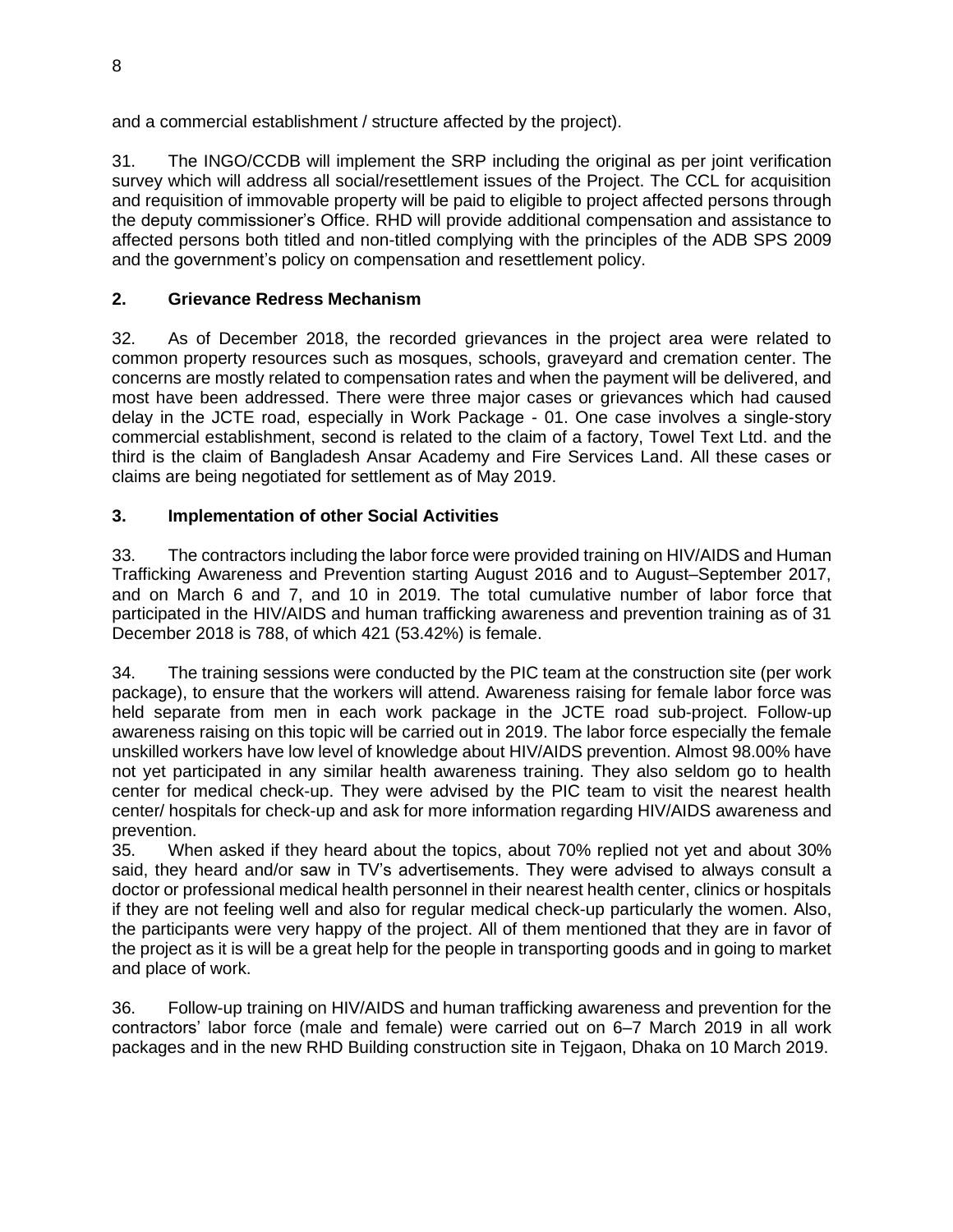and a commercial establishment / structure affected by the project).

31. The INGO/CCDB will implement the SRP including the original as per joint verification survey which will address all social/resettlement issues of the Project. The CCL for acquisition and requisition of immovable property will be paid to eligible to project affected persons through the deputy commissioner's Office. RHD will provide additional compensation and assistance to affected persons both titled and non-titled complying with the principles of the ADB SPS 2009 and the government's policy on compensation and resettlement policy.

## 2. Grievance Redress Mechanism

32. As of December 2018, the recorded grievances in the project area were related to common property resources such as mosques, schools, graveyard and cremation center. The concerns are mostly related to compensation rates and when the payment will be delivered, and most have been addressed. There were three major cases or grievances which had caused delay in the JCTE road, especially in Work Package - 01. One case involves a single-story commercial establishment, second is related to the claim of a factory, Towel Text Ltd. and the third is the claim of Bangladesh Ansar Academy and Fire Services Land. All these cases or claims are being negotiated for settlement as of May 2019.

## 3. Implementation of other Social Activities

33. The contractors including the labor force were provided training on HIV/AIDS and Human Trafficking Awareness and Prevention starting August 2016 and to August–September 2017, and on March 6 and 7, and 10 in 2019. The total cumulative number of labor force that participated in the HIV/AIDS and human trafficking awareness and prevention training as of 31 December 2018 is 788, of which 421 (53.42%) is female.

34. The training sessions were conducted by the PIC team at the construction site (per work package), to ensure that the workers will attend. Awareness raising for female labor force was held separate from men in each work package in the JCTE road sub-project. Follow-up awareness raising on this topic will be carried out in 2019. The labor force especially the female unskilled workers have low level of knowledge about HIV/AIDS prevention. Almost 98.00% have not yet participated in any similar health awareness training. They also seldom go to health center for medical check-up. They were advised by the PIC team to visit the nearest health center/ hospitals for check-up and ask for more information regarding HIV/AIDS awareness and prevention.

35. When asked if they heard about the topics, about 70% replied not yet and about 30% said, they heard and/or saw in TV's advertisements. They were advised to always consult a doctor or professional medical health personnel in their nearest health center, clinics or hospitals if they are not feeling well and also for regular medical check-up particularly the women. Also, the participants were very happy of the project. All of them mentioned that they are in favor of the project as it is will be a great help for the people in transporting goods and in going to market and place of work.

36. Follow-up training on HIV/AIDS and human trafficking awareness and prevention for the contractors' labor force (male and female) were carried out on 6–7 March 2019 in all work packages and in the new RHD Building construction site in Tejgaon, Dhaka on 10 March 2019.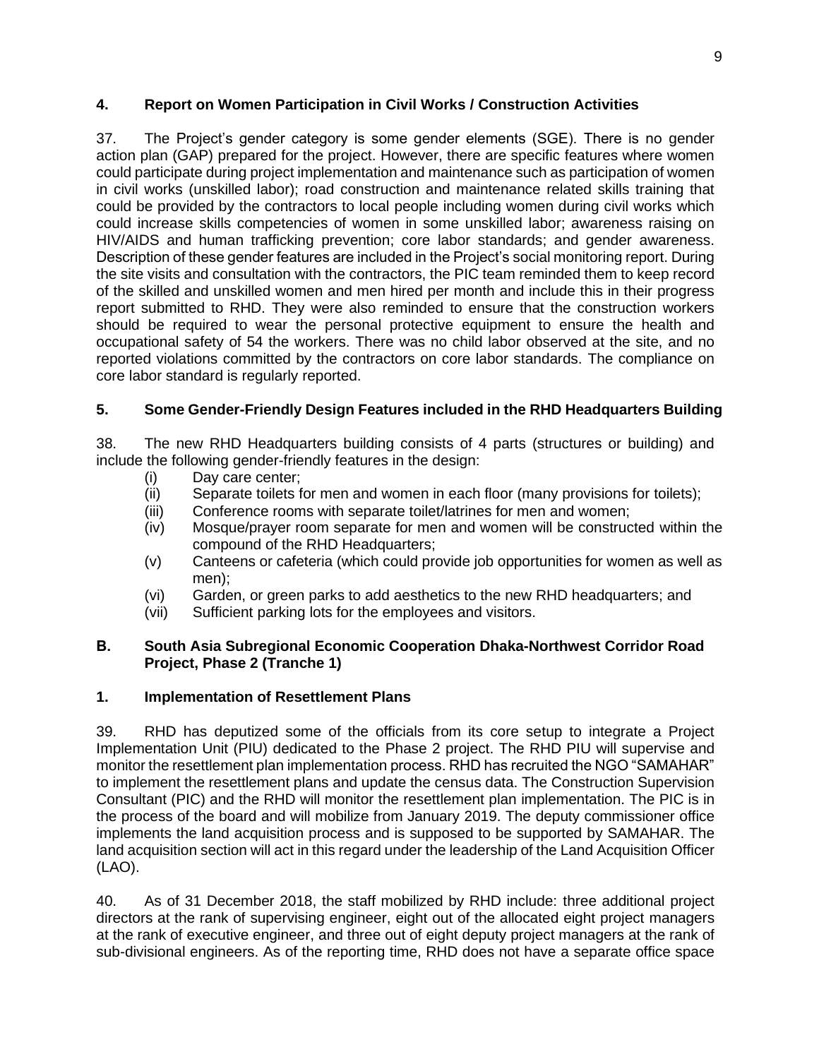### 4. Report on Women Participation in Civil Works / Construction Activities

37. The Project's gender category is some gender elements (SGE). There is no gender action plan (GAP) prepared for the project. However, there are specific features where women could participate during project implementation and maintenance such as participation of women in civil works (unskilled labor); road construction and maintenance related skills training that could be provided by the contractors to local people including women during civil works which could increase skills competencies of women in some unskilled labor; awareness raising on HIV/AIDS and human trafficking prevention; core labor standards; and gender awareness. Description of these gender features are included in the Project's social monitoring report. During the site visits and consultation with the contractors, the PIC team reminded them to keep record of the skilled and unskilled women and men hired per month and include this in their progress report submitted to RHD. They were also reminded to ensure that the construction workers should be required to wear the personal protective equipment to ensure the health and occupational safety of 54 the workers. There was no child labor observed at the site, and no reported violations committed by the contractors on core labor standards. The compliance on core labor standard is regularly reported.

### 5. Some Gender-Friendly Design Features included in the RHD Headquarters Building

38. The new RHD Headquarters building consists of 4 parts (structures or building) and include the following gender-friendly features in the design:

- (i) Day care center;
- (ii) Separate toilets for men and women in each floor (many provisions for toilets);
- (iii) Conference rooms with separate toilet/latrines for men and women;
- (iv) Mosque/prayer room separate for men and women will be constructed within the compound of the RHD Headquarters;
- (v) Canteens or cafeteria (which could provide job opportunities for women as well as men);
- (vi) Garden, or green parks to add aesthetics to the new RHD headquarters; and
- (vii) Sufficient parking lots for the employees and visitors.

## B. South Asia Subregional Economic Cooperation Dhaka-Northwest Corridor Road Project, Phase 2 (Tranche 1)

### 1. Implementation of Resettlement Plans

39. RHD has deputized some of the officials from its core setup to integrate a Project Implementation Unit (PIU) dedicated to the Phase 2 project. The RHD PIU will supervise and monitor the resettlement plan implementation process. RHD has recruited the NGO "SAMAHAR" to implement the resettlement plans and update the census data. The Construction Supervision Consultant (PIC) and the RHD will monitor the resettlement plan implementation. The PIC is in the process of the board and will mobilize from January 2019. The deputy commissioner office implements the land acquisition process and is supposed to be supported by SAMAHAR. The land acquisition section will act in this regard under the leadership of the Land Acquisition Officer (LAO).

40. As of 31 December 2018, the staff mobilized by RHD include: three additional project directors at the rank of supervising engineer, eight out of the allocated eight project managers at the rank of executive engineer, and three out of eight deputy project managers at the rank of sub-divisional engineers. As of the reporting time, RHD does not have a separate office space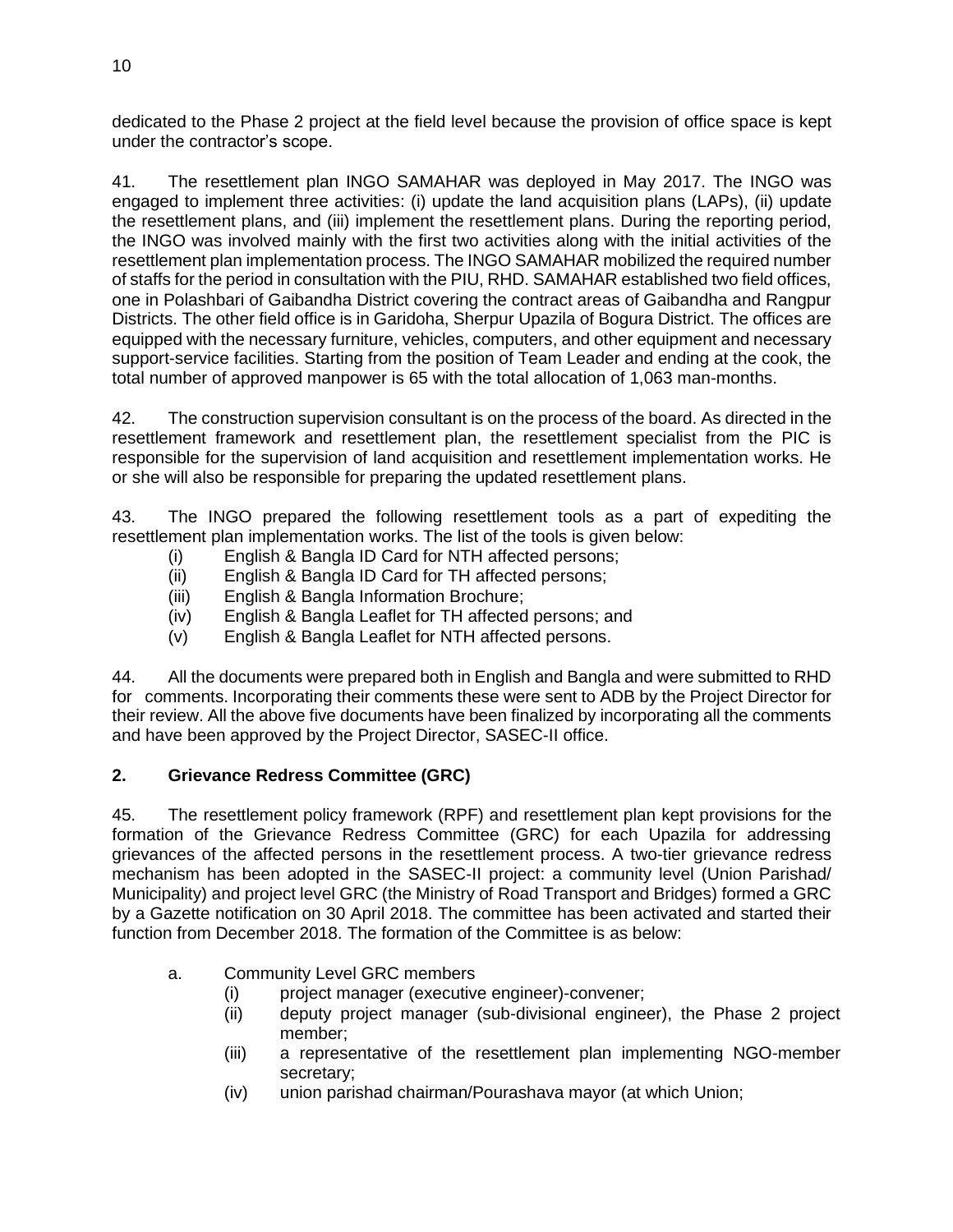dedicated to the Phase 2 project at the field level because the provision of office space is kept under the contractor's scope.

41. The resettlement plan INGO SAMAHAR was deployed in May 2017. The INGO was engaged to implement three activities: (i) update the land acquisition plans (LAPs), (ii) update the resettlement plans, and (iii) implement the resettlement plans. During the reporting period, the INGO was involved mainly with the first two activities along with the initial activities of the resettlement plan implementation process. The INGO SAMAHAR mobilized the required number of staffs for the period in consultation with the PIU, RHD. SAMAHAR established two field offices, one in Polashbari of Gaibandha District covering the contract areas of Gaibandha and Rangpur Districts. The other field office is in Garidoha, Sherpur Upazila of Bogura District. The offices are equipped with the necessary furniture, vehicles, computers, and other equipment and necessary support-service facilities. Starting from the position of Team Leader and ending at the cook, the total number of approved manpower is 65 with the total allocation of 1,063 man-months.

42. The construction supervision consultant is on the process of the board. As directed in the resettlement framework and resettlement plan, the resettlement specialist from the PIC is responsible for the supervision of land acquisition and resettlement implementation works. He or she will also be responsible for preparing the updated resettlement plans.

43. The INGO prepared the following resettlement tools as a part of expediting the resettlement plan implementation works. The list of the tools is given below:

(i) English & Bangla ID Card for NTH affected persons;
(ii) English & Bangla ID Card for TH affected persons;
(iii) English & Bangla Information Brochure;
(iv) English & Bangla Leaflet for TH affected persons; and
(v) English & Bangla Leaflet for NTH affected persons.

44. All the documents were prepared both in English and Bangla and were submitted to RHD for comments. Incorporating their comments these were sent to ADB by the Project Director for their review. All the above five documents have been finalized by incorporating all the comments and have been approved by the Project Director, SASEC-II office.

## 2. Grievance Redress Committee (GRC)

45. The resettlement policy framework (RPF) and resettlement plan kept provisions for the formation of the Grievance Redress Committee (GRC) for each Upazila for addressing grievances of the affected persons in the resettlement process. A two-tier grievance redress mechanism has been adopted in the SASEC-II project: a community level (Union Parishad/ Municipality) and project level GRC (the Ministry of Road Transport and Bridges) formed a GRC by a Gazette notification on 30 April 2018. The committee has been activated and started their function from December 2018. The formation of the Committee is as below:

a. Community Level GRC members
   (i) project manager (executive engineer)-convener;
   (ii) deputy project manager (sub-divisional engineer), the Phase 2 project member;
   (iii) a representative of the resettlement plan implementing NGO-member secretary;
   (iv) union parishad chairman/Pourashava mayor (at which Union;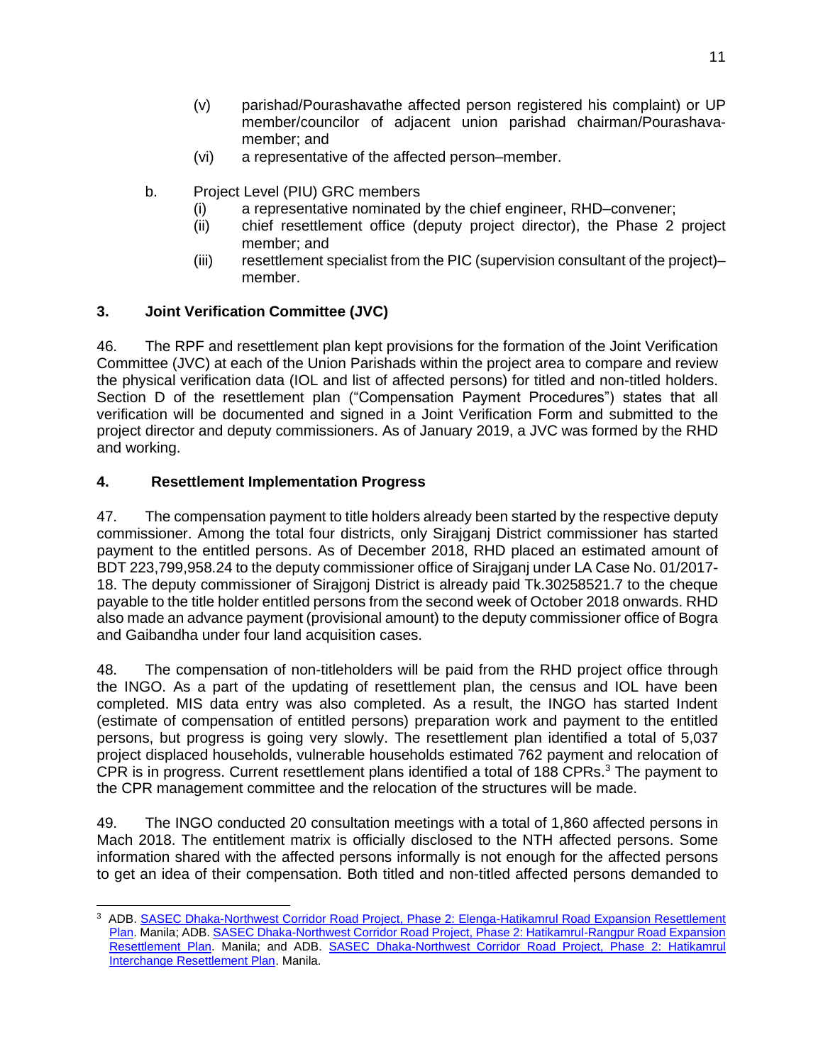(v) parishad/Pourashavathe affected person registered his complaint) or UP member/councilor of adjacent union parishad chairman/Pourashava-member; and

(vi) a representative of the affected person–member.

b. Project Level (PIU) GRC members

(i) a representative nominated by the chief engineer, RHD–convener;

(ii) chief resettlement office (deputy project director), the Phase 2 project member; and

(iii) resettlement specialist from the PIC (supervision consultant of the project)–member.

### 3. Joint Verification Committee (JVC)

46. The RPF and resettlement plan kept provisions for the formation of the Joint Verification Committee (JVC) at each of the Union Parishads within the project area to compare and review the physical verification data (IOL and list of affected persons) for titled and non-titled holders. Section D of the resettlement plan ("Compensation Payment Procedures") states that all verification will be documented and signed in a Joint Verification Form and submitted to the project director and deputy commissioners. As of January 2019, a JVC was formed by the RHD and working.

### 4. Resettlement Implementation Progress

47. The compensation payment to title holders already been started by the respective deputy commissioner. Among the total four districts, only Sirajganj District commissioner has started payment to the entitled persons. As of December 2018, RHD placed an estimated amount of BDT 223,799,958.24 to the deputy commissioner office of Sirajganj under LA Case No. 01/2017-18. The deputy commissioner of Sirajgonj District is already paid Tk.30258521.7 to the cheque payable to the title holder entitled persons from the second week of October 2018 onwards. RHD also made an advance payment (provisional amount) to the deputy commissioner office of Bogra and Gaibandha under four land acquisition cases.

48. The compensation of non-titleholders will be paid from the RHD project office through the INGO. As a part of the updating of resettlement plan, the census and IOL have been completed. MIS data entry was also completed. As a result, the INGO has started Indent (estimate of compensation of entitled persons) preparation work and payment to the entitled persons, but progress is going very slowly. The resettlement plan identified a total of 5,037 project displaced households, vulnerable households estimated 762 payment and relocation of CPR is in progress. Current resettlement plans identified a total of 188 CPRs.[3] The payment to the CPR management committee and the relocation of the structures will be made.

49. The INGO conducted 20 consultation meetings with a total of 1,860 affected persons in Mach 2018. The entitlement matrix is officially disclosed to the NTH affected persons. Some information shared with the affected persons informally is not enough for the affected persons to get an idea of their compensation. Both titled and non-titled affected persons demanded to

---

[3] ADB. SASEC Dhaka-Northwest Corridor Road Project, Phase 2: Elenga-Hatikamrul Road Expansion Resettlement Plan. Manila; ADB. SASEC Dhaka-Northwest Corridor Road Project, Phase 2: Hatikamrul-Rangpur Road Expansion Resettlement Plan. Manila; and ADB. SASEC Dhaka-Northwest Corridor Road Project, Phase 2: Hatikamrul Interchange Resettlement Plan. Manila.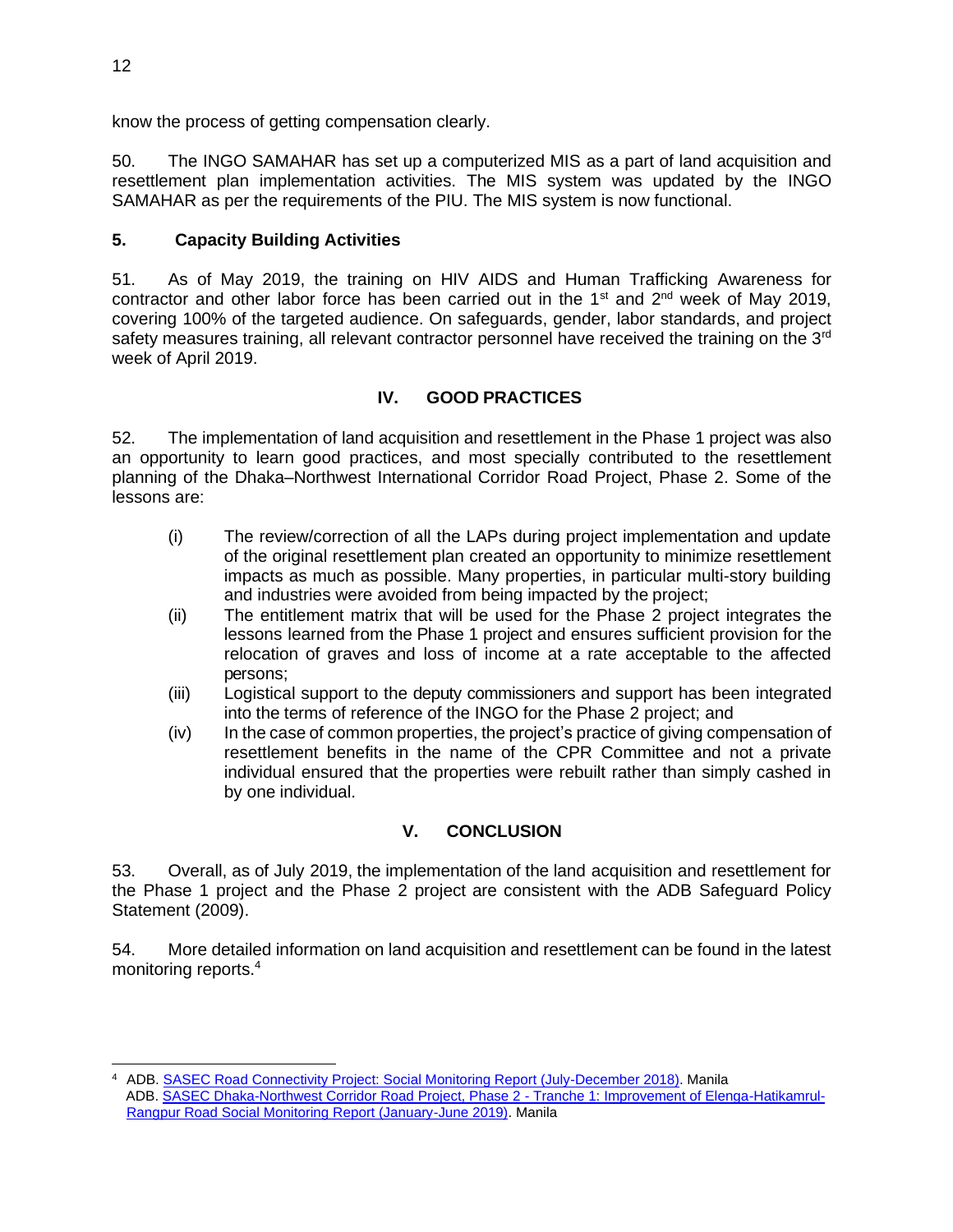know the process of getting compensation clearly.

50. The INGO SAMAHAR has set up a computerized MIS as a part of land acquisition and resettlement plan implementation activities. The MIS system was updated by the INGO SAMAHAR as per the requirements of the PIU. The MIS system is now functional.

### 5. Capacity Building Activities

51. As of May 2019, the training on HIV AIDS and Human Trafficking Awareness for contractor and other labor force has been carried out in the 1st and 2nd week of May 2019, covering 100% of the targeted audience. On safeguards, gender, labor standards, and project safety measures training, all relevant contractor personnel have received the training on the 3rd week of April 2019.

## IV. GOOD PRACTICES

52. The implementation of land acquisition and resettlement in the Phase 1 project was also an opportunity to learn good practices, and most specially contributed to the resettlement planning of the Dhaka–Northwest International Corridor Road Project, Phase 2. Some of the lessons are:

(i) The review/correction of all the LAPs during project implementation and update of the original resettlement plan created an opportunity to minimize resettlement impacts as much as possible. Many properties, in particular multi-story building and industries were avoided from being impacted by the project;

(ii) The entitlement matrix that will be used for the Phase 2 project integrates the lessons learned from the Phase 1 project and ensures sufficient provision for the relocation of graves and loss of income at a rate acceptable to the affected persons;

(iii) Logistical support to the deputy commissioners and support has been integrated into the terms of reference of the INGO for the Phase 2 project; and

(iv) In the case of common properties, the project's practice of giving compensation of resettlement benefits in the name of the CPR Committee and not a private individual ensured that the properties were rebuilt rather than simply cashed in by one individual.

## V. CONCLUSION

53. Overall, as of July 2019, the implementation of the land acquisition and resettlement for the Phase 1 project and the Phase 2 project are consistent with the ADB Safeguard Policy Statement (2009).

54. More detailed information on land acquisition and resettlement can be found in the latest monitoring reports.[4]

---

[4] ADB. SASEC Road Connectivity Project: Social Monitoring Report (July-December 2018). Manila
ADB. SASEC Dhaka-Northwest Corridor Road Project, Phase 2 - Tranche 1: Improvement of Elenga-Hatikamrul-Rangpur Road Social Monitoring Report (January-June 2019). Manila